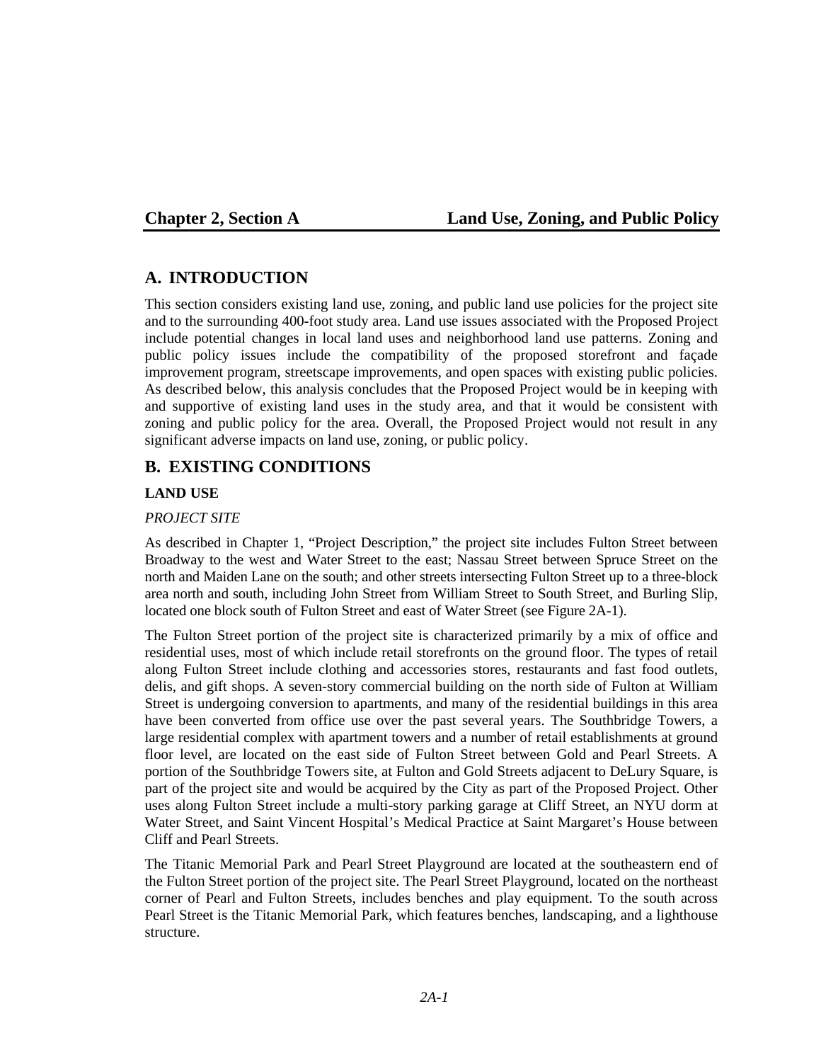# Chapter 2, Section A — Land Use, Zoning, and Public Policy

## A. INTRODUCTION

This section considers existing land use, zoning, and public land use policies for the project site and to the surrounding 400-foot study area. Land use issues associated with the Proposed Project include potential changes in local land uses and neighborhood land use patterns. Zoning and public policy issues include the compatibility of the proposed storefront and façade improvement program, streetscape improvements, and open spaces with existing public policies. As described below, this analysis concludes that the Proposed Project would be in keeping with and supportive of existing land uses in the study area, and that it would be consistent with zoning and public policy for the area. Overall, the Proposed Project would not result in any significant adverse impacts on land use, zoning, or public policy.

## B. EXISTING CONDITIONS

### LAND USE

#### *PROJECT SITE*

As described in Chapter 1, "Project Description," the project site includes Fulton Street between Broadway to the west and Water Street to the east; Nassau Street between Spruce Street on the north and Maiden Lane on the south; and other streets intersecting Fulton Street up to a three-block area north and south, including John Street from William Street to South Street, and Burling Slip, located one block south of Fulton Street and east of Water Street (see Figure 2A-1).

The Fulton Street portion of the project site is characterized primarily by a mix of office and residential uses, most of which include retail storefronts on the ground floor. The types of retail along Fulton Street include clothing and accessories stores, restaurants and fast food outlets, delis, and gift shops. A seven-story commercial building on the north side of Fulton at William Street is undergoing conversion to apartments, and many of the residential buildings in this area have been converted from office use over the past several years. The Southbridge Towers, a large residential complex with apartment towers and a number of retail establishments at ground floor level, are located on the east side of Fulton Street between Gold and Pearl Streets. A portion of the Southbridge Towers site, at Fulton and Gold Streets adjacent to DeLury Square, is part of the project site and would be acquired by the City as part of the Proposed Project. Other uses along Fulton Street include a multi-story parking garage at Cliff Street, an NYU dorm at Water Street, and Saint Vincent Hospital's Medical Practice at Saint Margaret's House between Cliff and Pearl Streets.

The Titanic Memorial Park and Pearl Street Playground are located at the southeastern end of the Fulton Street portion of the project site. The Pearl Street Playground, located on the northeast corner of Pearl and Fulton Streets, includes benches and play equipment. To the south across Pearl Street is the Titanic Memorial Park, which features benches, landscaping, and a lighthouse structure.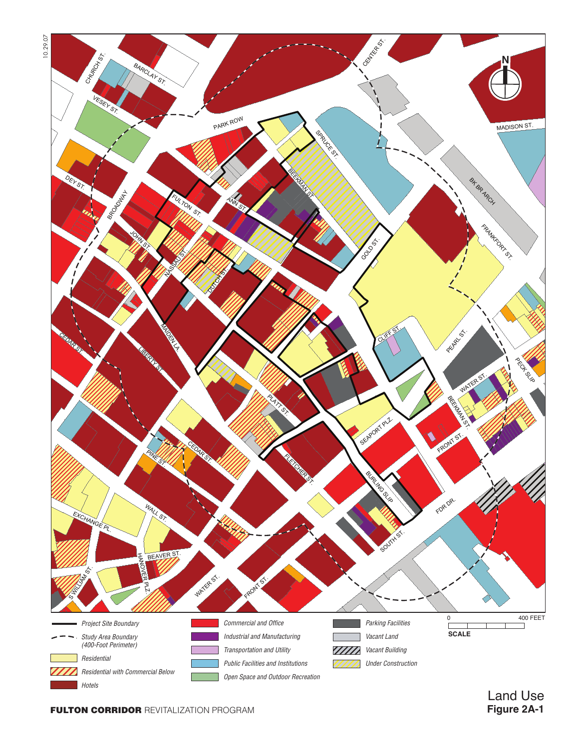10.29.07

Project Site Boundary

Study Area Boundary (400-Foot Perimeter)

Residential

Residential with Commercial Below

Hotels

Commercial and Office

Industrial and Manufacturing

Transportation and Utility

Public Facilities and Institutions

Open Space and Outdoor Recreation

Parking Facilities

Vacant Land

Vacant Building

Under Construction

0 400 FEET

SCALE

**FULTON CORRIDOR** REVITALIZATION PROGRAM

Land Use

**Figure 2A-1**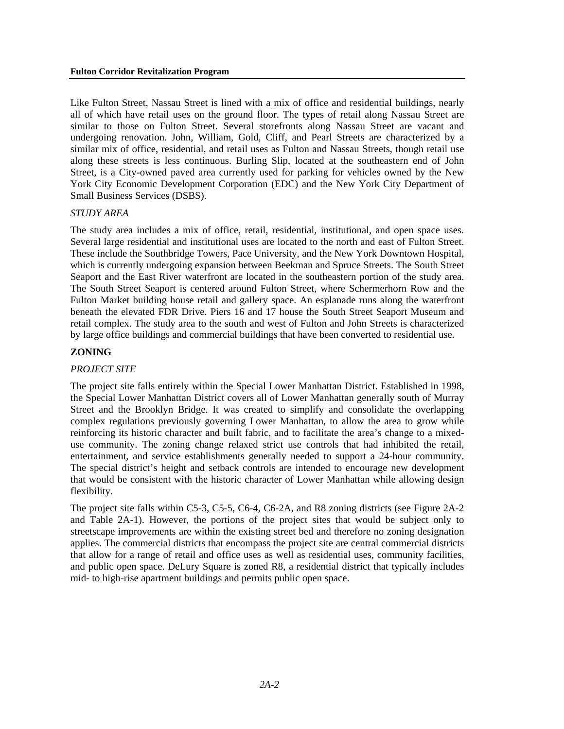Like Fulton Street, Nassau Street is lined with a mix of office and residential buildings, nearly all of which have retail uses on the ground floor. The types of retail along Nassau Street are similar to those on Fulton Street. Several storefronts along Nassau Street are vacant and undergoing renovation. John, William, Gold, Cliff, and Pearl Streets are characterized by a similar mix of office, residential, and retail uses as Fulton and Nassau Streets, though retail use along these streets is less continuous. Burling Slip, located at the southeastern end of John Street, is a City-owned paved area currently used for parking for vehicles owned by the New York City Economic Development Corporation (EDC) and the New York City Department of Small Business Services (DSBS).

*STUDY AREA*

The study area includes a mix of office, retail, residential, institutional, and open space uses. Several large residential and institutional uses are located to the north and east of Fulton Street. These include the Southbridge Towers, Pace University, and the New York Downtown Hospital, which is currently undergoing expansion between Beekman and Spruce Streets. The South Street Seaport and the East River waterfront are located in the southeastern portion of the study area. The South Street Seaport is centered around Fulton Street, where Schermerhorn Row and the Fulton Market building house retail and gallery space. An esplanade runs along the waterfront beneath the elevated FDR Drive. Piers 16 and 17 house the South Street Seaport Museum and retail complex. The study area to the south and west of Fulton and John Streets is characterized by large office buildings and commercial buildings that have been converted to residential use.

## ZONING

*PROJECT SITE*

The project site falls entirely within the Special Lower Manhattan District. Established in 1998, the Special Lower Manhattan District covers all of Lower Manhattan generally south of Murray Street and the Brooklyn Bridge. It was created to simplify and consolidate the overlapping complex regulations previously governing Lower Manhattan, to allow the area to grow while reinforcing its historic character and built fabric, and to facilitate the area's change to a mixed-use community. The zoning change relaxed strict use controls that had inhibited the retail, entertainment, and service establishments generally needed to support a 24-hour community. The special district's height and setback controls are intended to encourage new development that would be consistent with the historic character of Lower Manhattan while allowing design flexibility.

The project site falls within C5-3, C5-5, C6-4, C6-2A, and R8 zoning districts (see Figure 2A-2 and Table 2A-1). However, the portions of the project sites that would be subject only to streetscape improvements are within the existing street bed and therefore no zoning designation applies. The commercial districts that encompass the project site are central commercial districts that allow for a range of retail and office uses as well as residential uses, community facilities, and public open space. DeLury Square is zoned R8, a residential district that typically includes mid- to high-rise apartment buildings and permits public open space.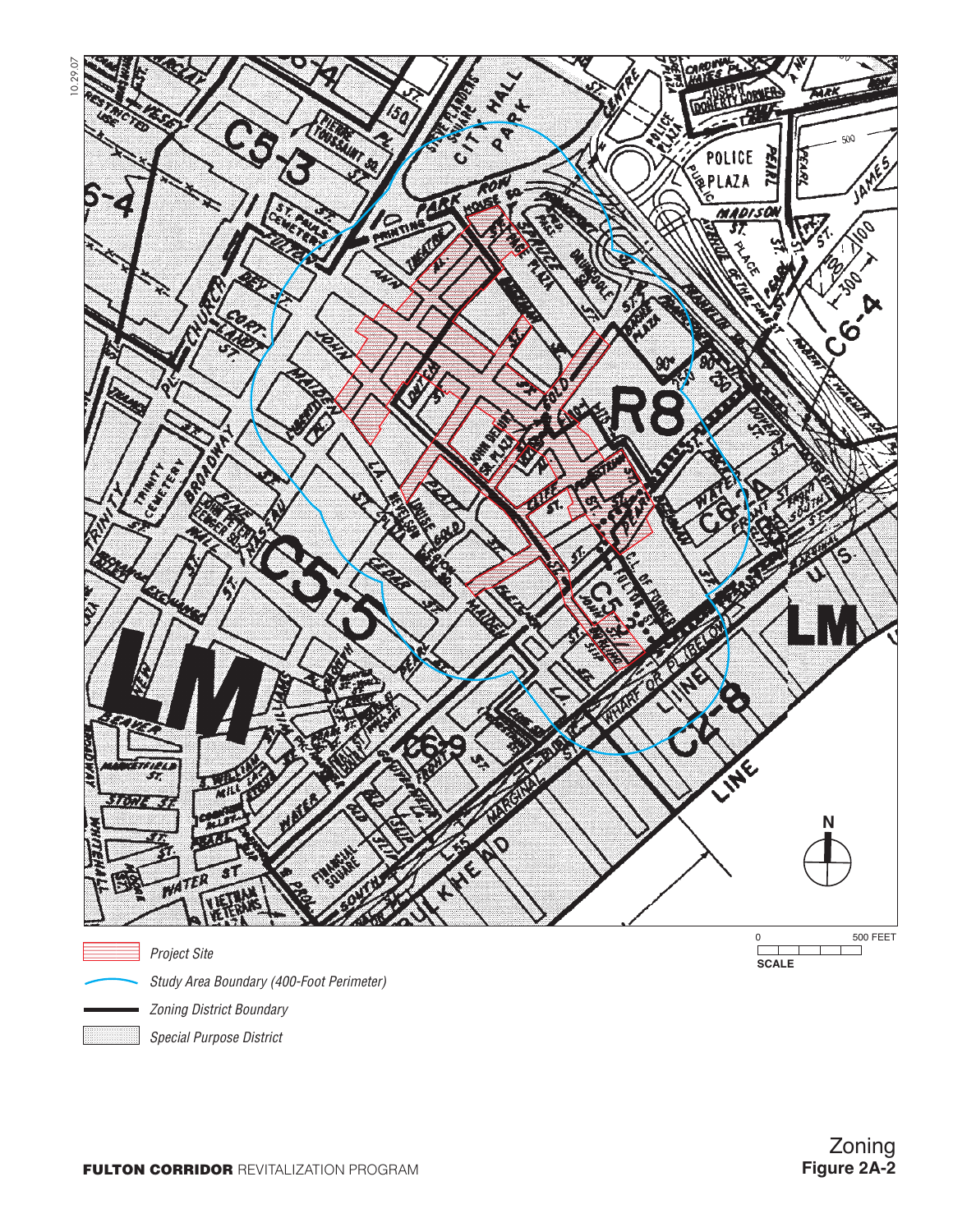Project Site

Study Area Boundary (400-Foot Perimeter)

Zoning District Boundary

Special Purpose District

Zoning
**Figure 2A-2**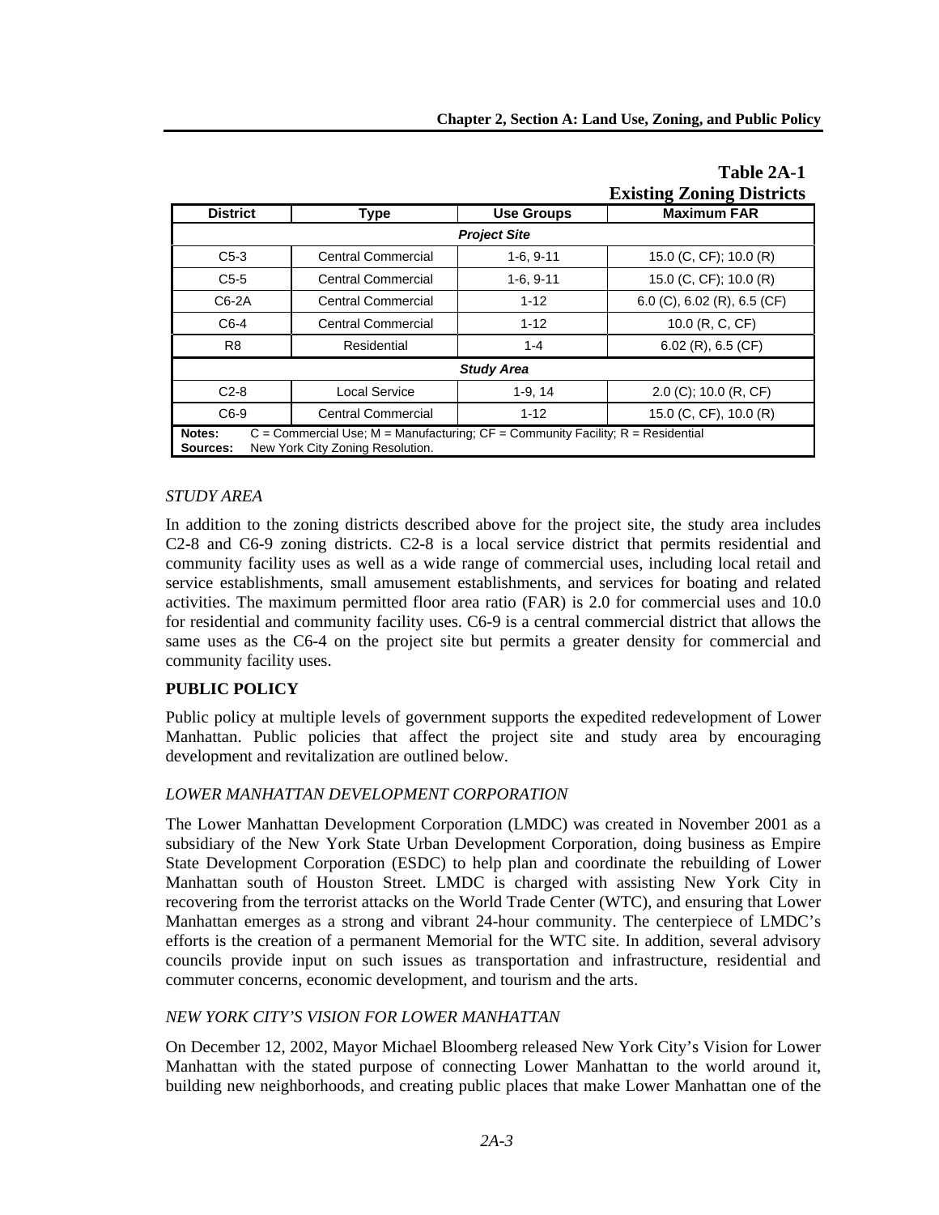**Table 2A-1**
**Existing Zoning Districts**

| District | Type | Use Groups | Maximum FAR |
|---|---|---|---|
| ***Project Site*** | | | |
| C5-3 | Central Commercial | 1-6, 9-11 | 15.0 (C, CF); 10.0 (R) |
| C5-5 | Central Commercial | 1-6, 9-11 | 15.0 (C, CF); 10.0 (R) |
| C6-2A | Central Commercial | 1-12 | 6.0 (C), 6.02 (R), 6.5 (CF) |
| C6-4 | Central Commercial | 1-12 | 10.0 (R, C, CF) |
| R8 | Residential | 1-4 | 6.02 (R), 6.5 (CF) |
| ***Study Area*** | | | |
| C2-8 | Local Service | 1-9, 14 | 2.0 (C); 10.0 (R, CF) |
| C6-9 | Central Commercial | 1-12 | 15.0 (C, CF), 10.0 (R) |

**Notes:** C = Commercial Use; M = Manufacturing; CF = Community Facility; R = Residential
**Sources:** New York City Zoning Resolution.

### *STUDY AREA*

In addition to the zoning districts described above for the project site, the study area includes C2-8 and C6-9 zoning districts. C2-8 is a local service district that permits residential and community facility uses as well as a wide range of commercial uses, including local retail and service establishments, small amusement establishments, and services for boating and related activities. The maximum permitted floor area ratio (FAR) is 2.0 for commercial uses and 10.0 for residential and community facility uses. C6-9 is a central commercial district that allows the same uses as the C6-4 on the project site but permits a greater density for commercial and community facility uses.

## PUBLIC POLICY

Public policy at multiple levels of government supports the expedited redevelopment of Lower Manhattan. Public policies that affect the project site and study area by encouraging development and revitalization are outlined below.

### *LOWER MANHATTAN DEVELOPMENT CORPORATION*

The Lower Manhattan Development Corporation (LMDC) was created in November 2001 as a subsidiary of the New York State Urban Development Corporation, doing business as Empire State Development Corporation (ESDC) to help plan and coordinate the rebuilding of Lower Manhattan south of Houston Street. LMDC is charged with assisting New York City in recovering from the terrorist attacks on the World Trade Center (WTC), and ensuring that Lower Manhattan emerges as a strong and vibrant 24-hour community. The centerpiece of LMDC's efforts is the creation of a permanent Memorial for the WTC site. In addition, several advisory councils provide input on such issues as transportation and infrastructure, residential and commuter concerns, economic development, and tourism and the arts.

### *NEW YORK CITY'S VISION FOR LOWER MANHATTAN*

On December 12, 2002, Mayor Michael Bloomberg released New York City's Vision for Lower Manhattan with the stated purpose of connecting Lower Manhattan to the world around it, building new neighborhoods, and creating public places that make Lower Manhattan one of the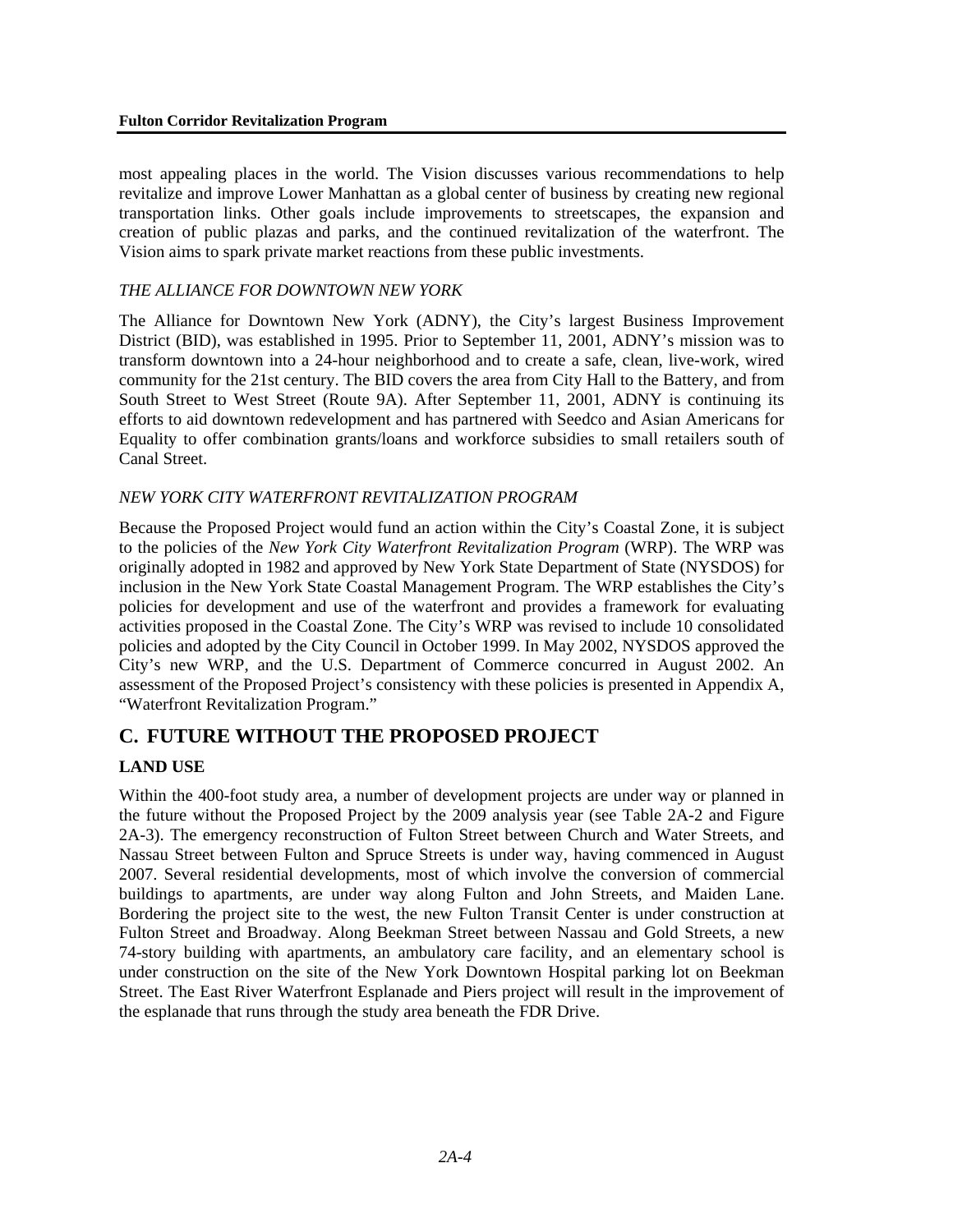most appealing places in the world. The Vision discusses various recommendations to help revitalize and improve Lower Manhattan as a global center of business by creating new regional transportation links. Other goals include improvements to streetscapes, the expansion and creation of public plazas and parks, and the continued revitalization of the waterfront. The Vision aims to spark private market reactions from these public investments.

*THE ALLIANCE FOR DOWNTOWN NEW YORK*

The Alliance for Downtown New York (ADNY), the City's largest Business Improvement District (BID), was established in 1995. Prior to September 11, 2001, ADNY's mission was to transform downtown into a 24-hour neighborhood and to create a safe, clean, live-work, wired community for the 21st century. The BID covers the area from City Hall to the Battery, and from South Street to West Street (Route 9A). After September 11, 2001, ADNY is continuing its efforts to aid downtown redevelopment and has partnered with Seedco and Asian Americans for Equality to offer combination grants/loans and workforce subsidies to small retailers south of Canal Street.

*NEW YORK CITY WATERFRONT REVITALIZATION PROGRAM*

Because the Proposed Project would fund an action within the City's Coastal Zone, it is subject to the policies of the *New York City Waterfront Revitalization Program* (WRP). The WRP was originally adopted in 1982 and approved by New York State Department of State (NYSDOS) for inclusion in the New York State Coastal Management Program. The WRP establishes the City's policies for development and use of the waterfront and provides a framework for evaluating activities proposed in the Coastal Zone. The City's WRP was revised to include 10 consolidated policies and adopted by the City Council in October 1999. In May 2002, NYSDOS approved the City's new WRP, and the U.S. Department of Commerce concurred in August 2002. An assessment of the Proposed Project's consistency with these policies is presented in Appendix A, "Waterfront Revitalization Program."

## C. FUTURE WITHOUT THE PROPOSED PROJECT

### LAND USE

Within the 400-foot study area, a number of development projects are under way or planned in the future without the Proposed Project by the 2009 analysis year (see Table 2A-2 and Figure 2A-3). The emergency reconstruction of Fulton Street between Church and Water Streets, and Nassau Street between Fulton and Spruce Streets is under way, having commenced in August 2007. Several residential developments, most of which involve the conversion of commercial buildings to apartments, are under way along Fulton and John Streets, and Maiden Lane. Bordering the project site to the west, the new Fulton Transit Center is under construction at Fulton Street and Broadway. Along Beekman Street between Nassau and Gold Streets, a new 74-story building with apartments, an ambulatory care facility, and an elementary school is under construction on the site of the New York Downtown Hospital parking lot on Beekman Street. The East River Waterfront Esplanade and Piers project will result in the improvement of the esplanade that runs through the study area beneath the FDR Drive.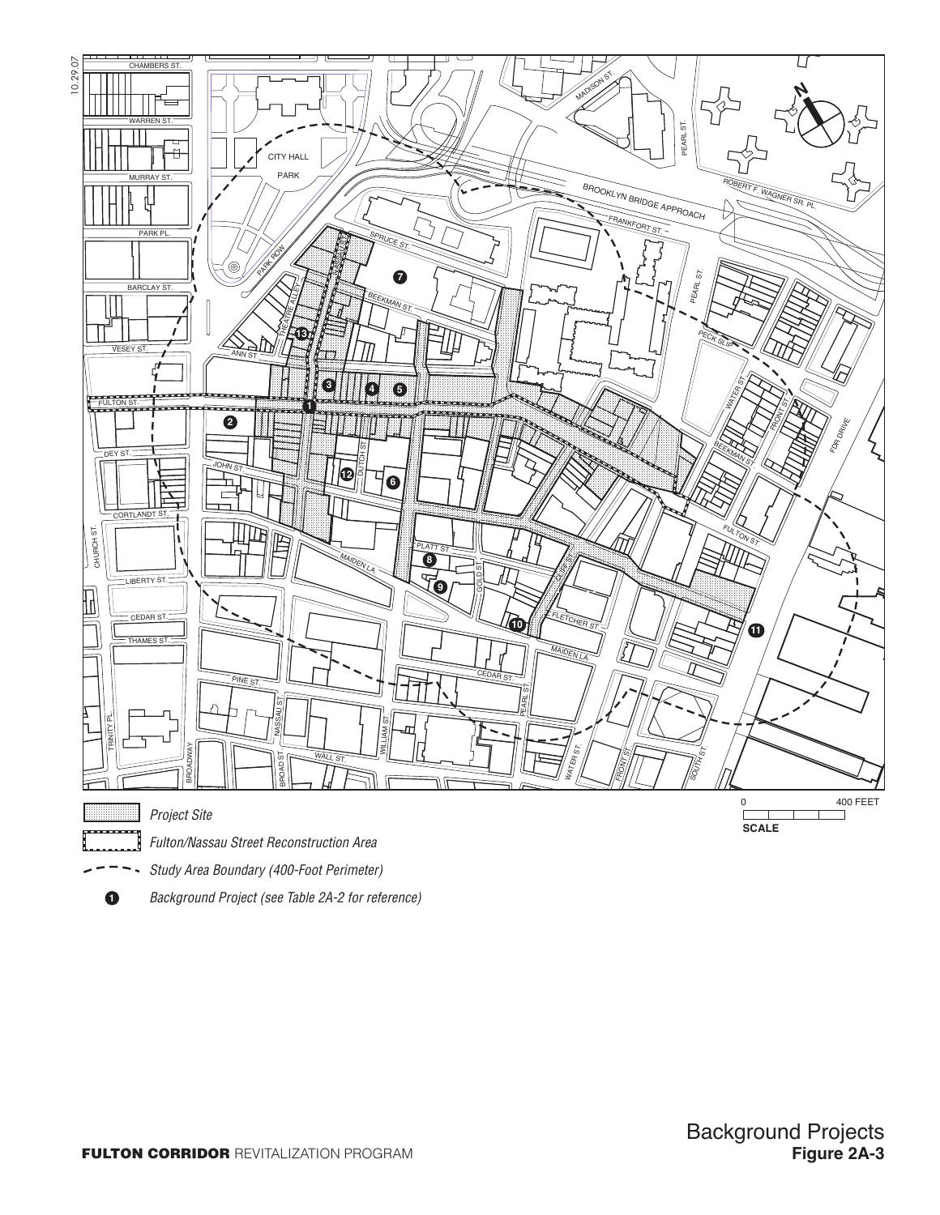10.29.07

*Project Site*

*Fulton/Nassau Street Reconstruction Area*

*Study Area Boundary (400-Foot Perimeter)*

*Background Project (see Table 2A-2 for reference)*

0 400 FEET

SCALE

Background Projects

**Figure 2A-3**

**FULTON CORRIDOR** REVITALIZATION PROGRAM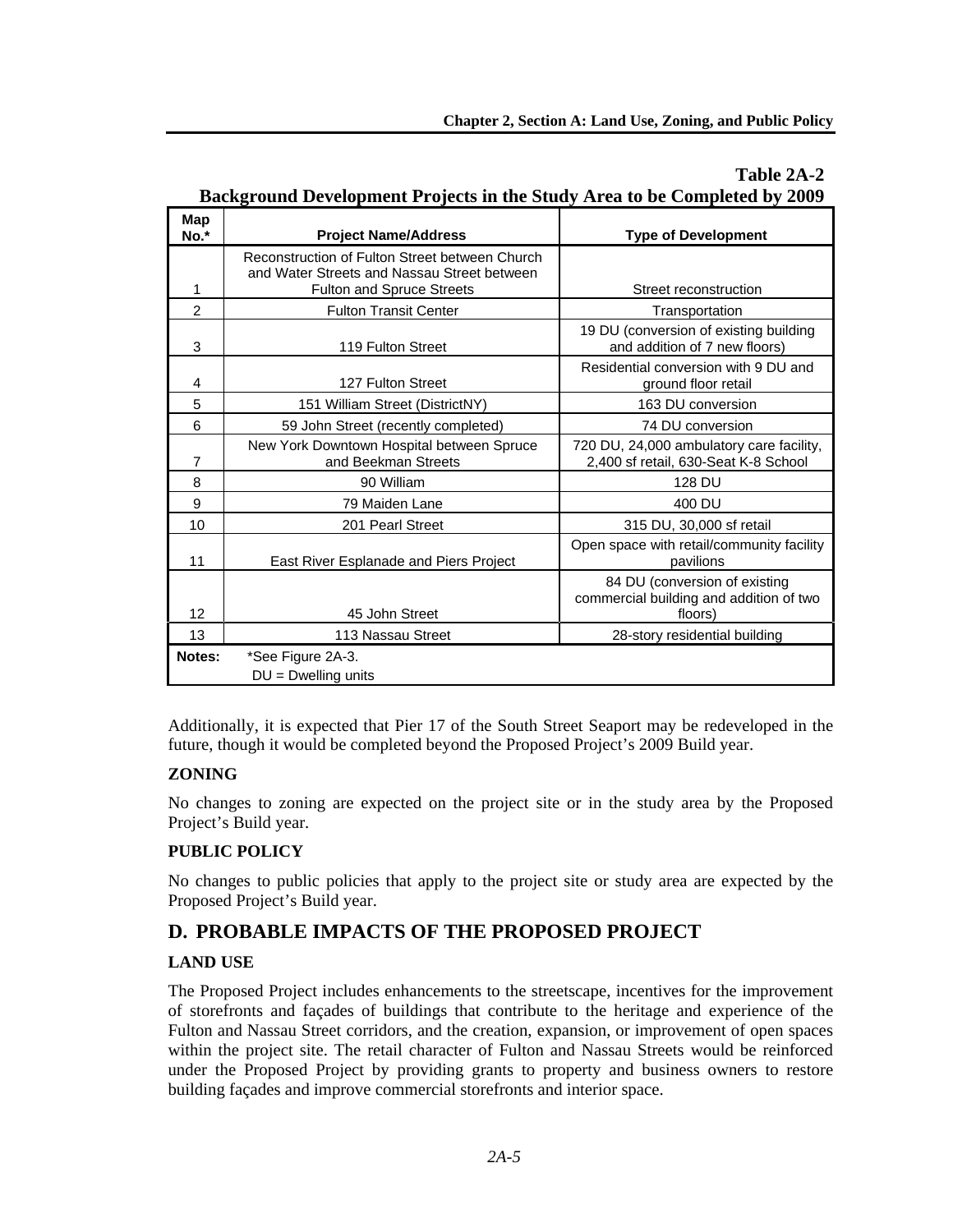**Table 2A-2**
**Background Development Projects in the Study Area to be Completed by 2009**

| Map No.* | Project Name/Address | Type of Development |
|---|---|---|
| 1 | Reconstruction of Fulton Street between Church and Water Streets and Nassau Street between Fulton and Spruce Streets | Street reconstruction |
| 2 | Fulton Transit Center | Transportation |
| 3 | 119 Fulton Street | 19 DU (conversion of existing building and addition of 7 new floors) |
| 4 | 127 Fulton Street | Residential conversion with 9 DU and ground floor retail |
| 5 | 151 William Street (DistrictNY) | 163 DU conversion |
| 6 | 59 John Street (recently completed) | 74 DU conversion |
| 7 | New York Downtown Hospital between Spruce and Beekman Streets | 720 DU, 24,000 ambulatory care facility, 2,400 sf retail, 630-Seat K-8 School |
| 8 | 90 William | 128 DU |
| 9 | 79 Maiden Lane | 400 DU |
| 10 | 201 Pearl Street | 315 DU, 30,000 sf retail |
| 11 | East River Esplanade and Piers Project | Open space with retail/community facility pavilions |
| 12 | 45 John Street | 84 DU (conversion of existing commercial building and addition of two floors) |
| 13 | 113 Nassau Street | 28-story residential building |

**Notes:** *See Figure 2A-3.
DU = Dwelling units

Additionally, it is expected that Pier 17 of the South Street Seaport may be redeveloped in the future, though it would be completed beyond the Proposed Project's 2009 Build year.

### ZONING

No changes to zoning are expected on the project site or in the study area by the Proposed Project's Build year.

### PUBLIC POLICY

No changes to public policies that apply to the project site or study area are expected by the Proposed Project's Build year.

## D. PROBABLE IMPACTS OF THE PROPOSED PROJECT

### LAND USE

The Proposed Project includes enhancements to the streetscape, incentives for the improvement of storefronts and façades of buildings that contribute to the heritage and experience of the Fulton and Nassau Street corridors, and the creation, expansion, or improvement of open spaces within the project site. The retail character of Fulton and Nassau Streets would be reinforced under the Proposed Project by providing grants to property and business owners to restore building façades and improve commercial storefronts and interior space.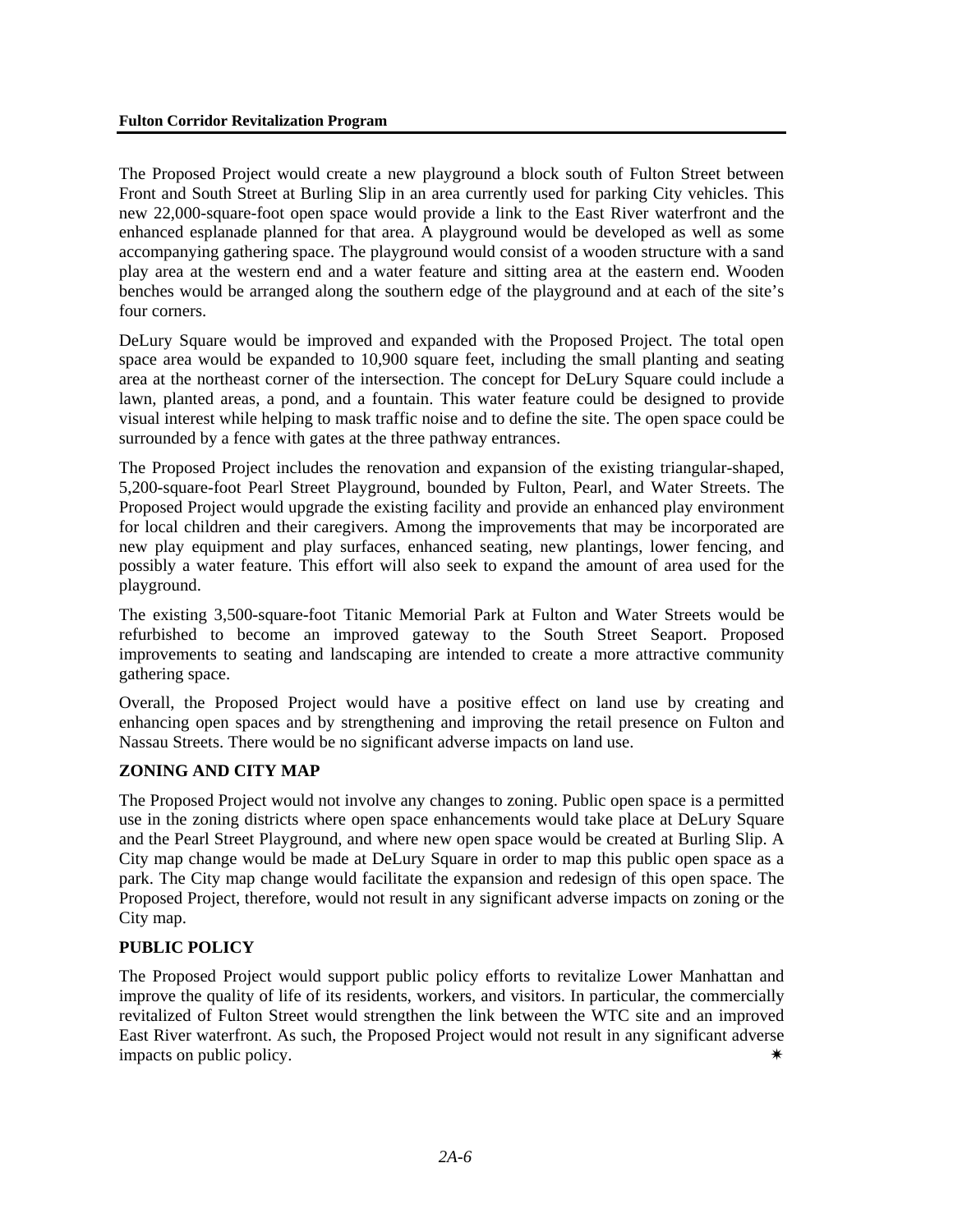The Proposed Project would create a new playground a block south of Fulton Street between Front and South Street at Burling Slip in an area currently used for parking City vehicles. This new 22,000-square-foot open space would provide a link to the East River waterfront and the enhanced esplanade planned for that area. A playground would be developed as well as some accompanying gathering space. The playground would consist of a wooden structure with a sand play area at the western end and a water feature and sitting area at the eastern end. Wooden benches would be arranged along the southern edge of the playground and at each of the site's four corners.

DeLury Square would be improved and expanded with the Proposed Project. The total open space area would be expanded to 10,900 square feet, including the small planting and seating area at the northeast corner of the intersection. The concept for DeLury Square could include a lawn, planted areas, a pond, and a fountain. This water feature could be designed to provide visual interest while helping to mask traffic noise and to define the site. The open space could be surrounded by a fence with gates at the three pathway entrances.

The Proposed Project includes the renovation and expansion of the existing triangular-shaped, 5,200-square-foot Pearl Street Playground, bounded by Fulton, Pearl, and Water Streets. The Proposed Project would upgrade the existing facility and provide an enhanced play environment for local children and their caregivers. Among the improvements that may be incorporated are new play equipment and play surfaces, enhanced seating, new plantings, lower fencing, and possibly a water feature. This effort will also seek to expand the amount of area used for the playground.

The existing 3,500-square-foot Titanic Memorial Park at Fulton and Water Streets would be refurbished to become an improved gateway to the South Street Seaport. Proposed improvements to seating and landscaping are intended to create a more attractive community gathering space.

Overall, the Proposed Project would have a positive effect on land use by creating and enhancing open spaces and by strengthening and improving the retail presence on Fulton and Nassau Streets. There would be no significant adverse impacts on land use.

### ZONING AND CITY MAP

The Proposed Project would not involve any changes to zoning. Public open space is a permitted use in the zoning districts where open space enhancements would take place at DeLury Square and the Pearl Street Playground, and where new open space would be created at Burling Slip. A City map change would be made at DeLury Square in order to map this public open space as a park. The City map change would facilitate the expansion and redesign of this open space. The Proposed Project, therefore, would not result in any significant adverse impacts on zoning or the City map.

### PUBLIC POLICY

The Proposed Project would support public policy efforts to revitalize Lower Manhattan and improve the quality of life of its residents, workers, and visitors. In particular, the commercially revitalized of Fulton Street would strengthen the link between the WTC site and an improved East River waterfront. As such, the Proposed Project would not result in any significant adverse impacts on public policy. *